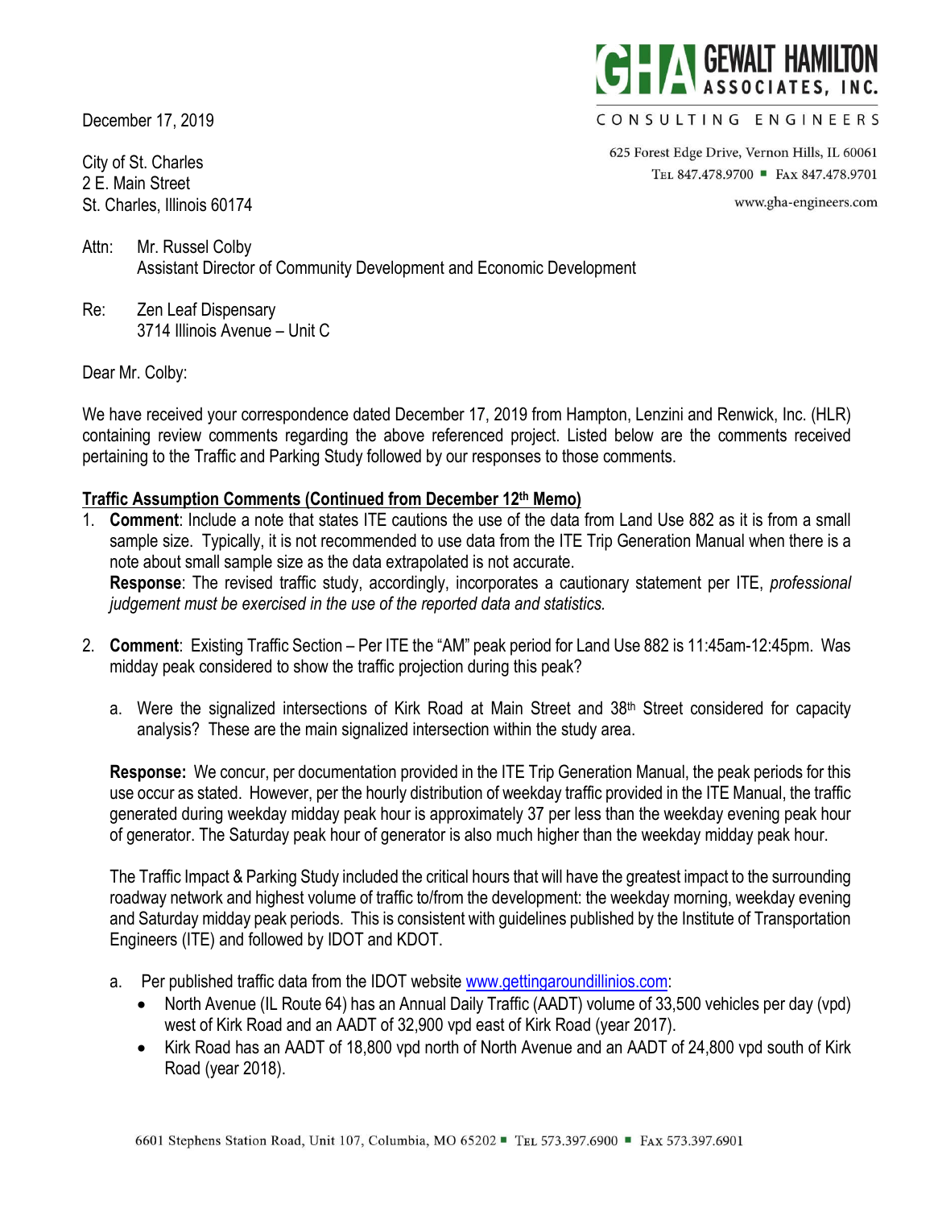December 17, 2019

**GEWALT HAMILTON ASSOCIATES, INC.**
CONSULTING ENGINEERS

625 Forest Edge Drive, Vernon Hills, IL 60061
TEL 847.478.9700 ■ FAX 847.478.9701
www.gha-engineers.com

City of St. Charles
2 E. Main Street
St. Charles, Illinois 60174

Attn: Mr. Russel Colby
Assistant Director of Community Development and Economic Development

Re: Zen Leaf Dispensary
3714 Illinois Avenue – Unit C

Dear Mr. Colby:

We have received your correspondence dated December 17, 2019 from Hampton, Lenzini and Renwick, Inc. (HLR) containing review comments regarding the above referenced project. Listed below are the comments received pertaining to the Traffic and Parking Study followed by our responses to those comments.

**Traffic Assumption Comments (Continued from December 12th Memo)**

1. **Comment**: Include a note that states ITE cautions the use of the data from Land Use 882 as it is from a small sample size. Typically, it is not recommended to use data from the ITE Trip Generation Manual when there is a note about small sample size as the data extrapolated is not accurate.
   **Response**: The revised traffic study, accordingly, incorporates a cautionary statement per ITE, *professional judgement must be exercised in the use of the reported data and statistics.*

2. **Comment**: Existing Traffic Section – Per ITE the "AM" peak period for Land Use 882 is 11:45am-12:45pm. Was midday peak considered to show the traffic projection during this peak?

   a. Were the signalized intersections of Kirk Road at Main Street and 38th Street considered for capacity analysis? These are the main signalized intersection within the study area.

   **Response:** We concur, per documentation provided in the ITE Trip Generation Manual, the peak periods for this use occur as stated. However, per the hourly distribution of weekday traffic provided in the ITE Manual, the traffic generated during weekday midday peak hour is approximately 37 per less than the weekday evening peak hour of generator. The Saturday peak hour of generator is also much higher than the weekday midday peak hour.

   The Traffic Impact & Parking Study included the critical hours that will have the greatest impact to the surrounding roadway network and highest volume of traffic to/from the development: the weekday morning, weekday evening and Saturday midday peak periods. This is consistent with guidelines published by the Institute of Transportation Engineers (ITE) and followed by IDOT and KDOT.

   a. Per published traffic data from the IDOT website www.gettingaroundillinios.com:
      - North Avenue (IL Route 64) has an Annual Daily Traffic (AADT) volume of 33,500 vehicles per day (vpd) west of Kirk Road and an AADT of 32,900 vpd east of Kirk Road (year 2017).
      - Kirk Road has an AADT of 18,800 vpd north of North Avenue and an AADT of 24,800 vpd south of Kirk Road (year 2018).

6601 Stephens Station Road, Unit 107, Columbia, MO 65202 ■ TEL 573.397.6900 ■ FAX 573.397.6901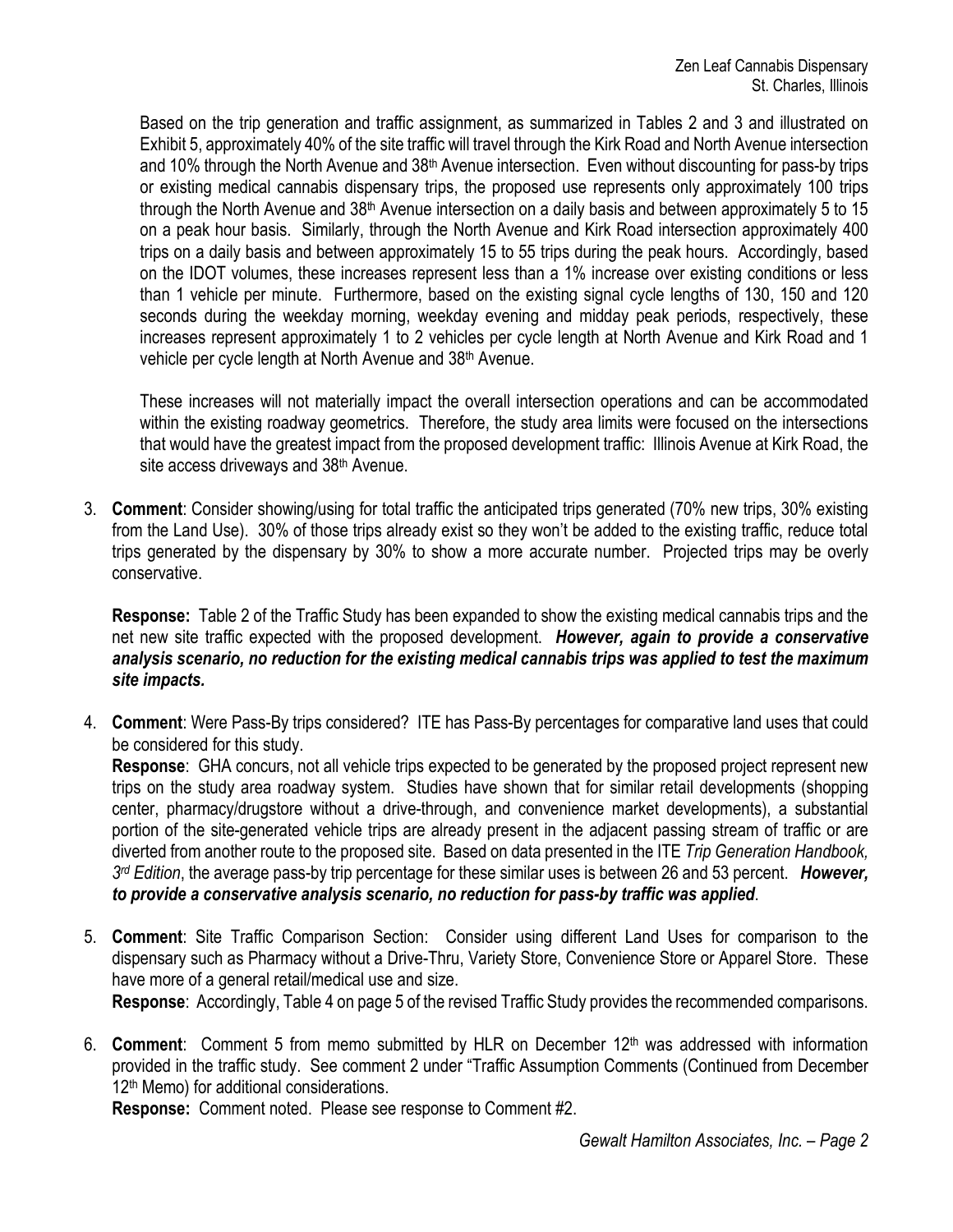Based on the trip generation and traffic assignment, as summarized in Tables 2 and 3 and illustrated on Exhibit 5, approximately 40% of the site traffic will travel through the Kirk Road and North Avenue intersection and 10% through the North Avenue and 38th Avenue intersection. Even without discounting for pass-by trips or existing medical cannabis dispensary trips, the proposed use represents only approximately 100 trips through the North Avenue and 38th Avenue intersection on a daily basis and between approximately 5 to 15 on a peak hour basis. Similarly, through the North Avenue and Kirk Road intersection approximately 400 trips on a daily basis and between approximately 15 to 55 trips during the peak hours. Accordingly, based on the IDOT volumes, these increases represent less than a 1% increase over existing conditions or less than 1 vehicle per minute. Furthermore, based on the existing signal cycle lengths of 130, 150 and 120 seconds during the weekday morning, weekday evening and midday peak periods, respectively, these increases represent approximately 1 to 2 vehicles per cycle length at North Avenue and Kirk Road and 1 vehicle per cycle length at North Avenue and 38th Avenue.

These increases will not materially impact the overall intersection operations and can be accommodated within the existing roadway geometrics. Therefore, the study area limits were focused on the intersections that would have the greatest impact from the proposed development traffic: Illinois Avenue at Kirk Road, the site access driveways and 38th Avenue.

3. **Comment**: Consider showing/using for total traffic the anticipated trips generated (70% new trips, 30% existing from the Land Use). 30% of those trips already exist so they won't be added to the existing traffic, reduce total trips generated by the dispensary by 30% to show a more accurate number. Projected trips may be overly conservative.

   **Response:** Table 2 of the Traffic Study has been expanded to show the existing medical cannabis trips and the net new site traffic expected with the proposed development. ***However, again to provide a conservative analysis scenario, no reduction for the existing medical cannabis trips was applied to test the maximum site impacts.***

4. **Comment**: Were Pass-By trips considered? ITE has Pass-By percentages for comparative land uses that could be considered for this study.
   **Response**: GHA concurs, not all vehicle trips expected to be generated by the proposed project represent new trips on the study area roadway system. Studies have shown that for similar retail developments (shopping center, pharmacy/drugstore without a drive-through, and convenience market developments), a substantial portion of the site-generated vehicle trips are already present in the adjacent passing stream of traffic or are diverted from another route to the proposed site. Based on data presented in the ITE *Trip Generation Handbook, 3rd Edition*, the average pass-by trip percentage for these similar uses is between 26 and 53 percent. ***However, to provide a conservative analysis scenario, no reduction for pass-by traffic was applied***.

5. **Comment**: Site Traffic Comparison Section: Consider using different Land Uses for comparison to the dispensary such as Pharmacy without a Drive-Thru, Variety Store, Convenience Store or Apparel Store. These have more of a general retail/medical use and size.
   **Response**: Accordingly, Table 4 on page 5 of the revised Traffic Study provides the recommended comparisons.

6. **Comment**: Comment 5 from memo submitted by HLR on December 12th was addressed with information provided in the traffic study. See comment 2 under "Traffic Assumption Comments (Continued from December 12th Memo) for additional considerations.
   **Response:** Comment noted. Please see response to Comment #2.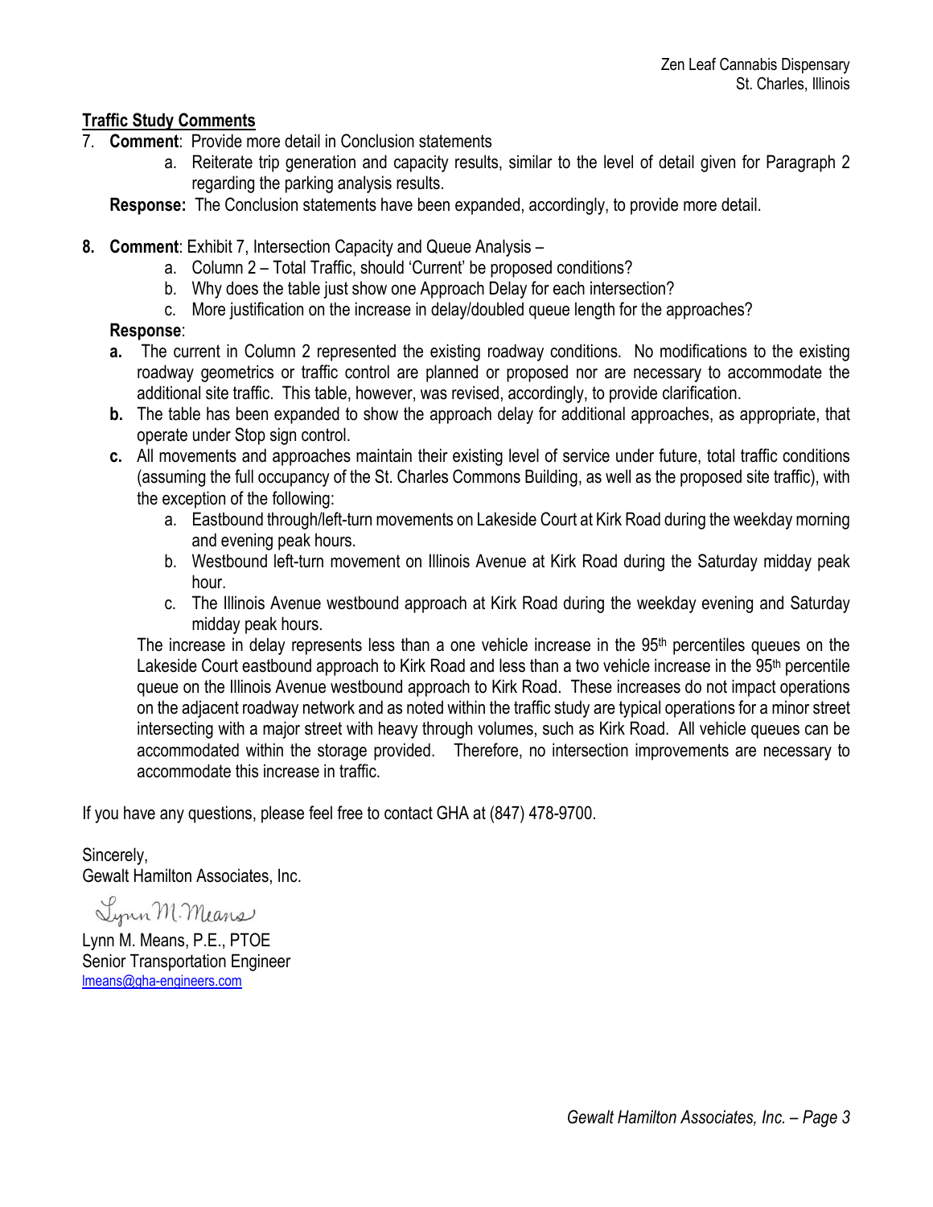Zen Leaf Cannabis Dispensary
St. Charles, Illinois

**Traffic Study Comments**

7. **Comment**: Provide more detail in Conclusion statements
   a. Reiterate trip generation and capacity results, similar to the level of detail given for Paragraph 2 regarding the parking analysis results.

   **Response:** The Conclusion statements have been expanded, accordingly, to provide more detail.

8. **Comment**: Exhibit 7, Intersection Capacity and Queue Analysis –
   a. Column 2 – Total Traffic, should 'Current' be proposed conditions?
   b. Why does the table just show one Approach Delay for each intersection?
   c. More justification on the increase in delay/doubled queue length for the approaches?

   **Response**:

   **a.** The current in Column 2 represented the existing roadway conditions. No modifications to the existing roadway geometrics or traffic control are planned or proposed nor are necessary to accommodate the additional site traffic. This table, however, was revised, accordingly, to provide clarification.

   **b.** The table has been expanded to show the approach delay for additional approaches, as appropriate, that operate under Stop sign control.

   **c.** All movements and approaches maintain their existing level of service under future, total traffic conditions (assuming the full occupancy of the St. Charles Commons Building, as well as the proposed site traffic), with the exception of the following:
      a. Eastbound through/left-turn movements on Lakeside Court at Kirk Road during the weekday morning and evening peak hours.
      b. Westbound left-turn movement on Illinois Avenue at Kirk Road during the Saturday midday peak hour.
      c. The Illinois Avenue westbound approach at Kirk Road during the weekday evening and Saturday midday peak hours.

   The increase in delay represents less than a one vehicle increase in the 95th percentiles queues on the Lakeside Court eastbound approach to Kirk Road and less than a two vehicle increase in the 95th percentile queue on the Illinois Avenue westbound approach to Kirk Road. These increases do not impact operations on the adjacent roadway network and as noted within the traffic study are typical operations for a minor street intersecting with a major street with heavy through volumes, such as Kirk Road. All vehicle queues can be accommodated within the storage provided. Therefore, no intersection improvements are necessary to accommodate this increase in traffic.

If you have any questions, please feel free to contact GHA at (847) 478-9700.

Sincerely,
Gewalt Hamilton Associates, Inc.

Lynn M. Means

Lynn M. Means, P.E., PTOE
Senior Transportation Engineer
lmeans@gha-engineers.com